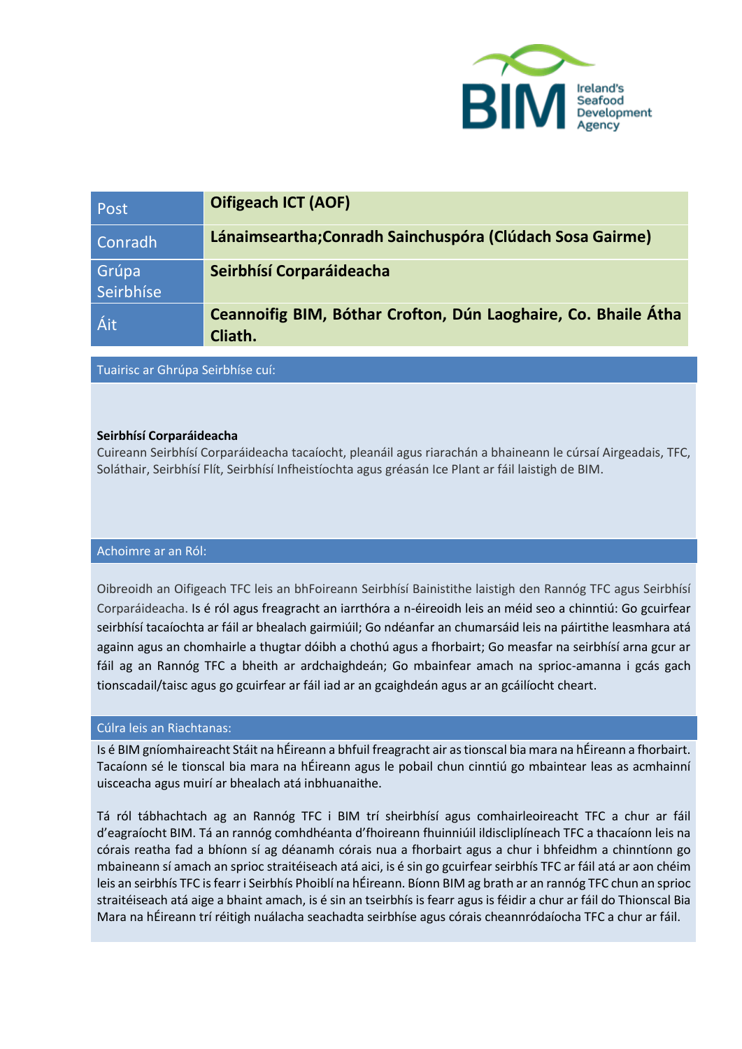| Post | Oifigeach ICT (AOF) |
|---|---|
| Conradh | Lánaimseartha;Conradh Sainchuspóra (Clúdach Sosa Gairme) |
| Grúpa Seirbhíse | Seirbhísí Corparáideacha |
| Áit | Ceannoifig BIM, Bóthar Crofton, Dún Laoghaire, Co. Bhaile Átha Cliath. |

## Tuairisc ar Ghrúpa Seirbhíse cuí:

**Seirbhísí Corparáideacha**

Cuireann Seirbhísí Corparáideacha tacaíocht, pleanáil agus riarachán a bhaineann le cúrsaí Airgeadais, TFC, Soláthair, Seirbhísí Flít, Seirbhísí Infheistíochta agus gréasán Ice Plant ar fáil laistigh de BIM.

## Achoimre ar an Ról:

Oibreoidh an Oifigeach TFC leis an bhFoireann Seirbhísí Bainistithe laistigh den Rannóg TFC agus Seirbhísí Corparáideacha. Is é ról agus freagracht an iarrthóra a n-éireoidh leis an méid seo a chinntiú: Go gcuirfear seirbhísí tacaíochta ar fáil ar bhealach gairmiúil; Go ndéanfar an chumarsáid leis na páirtithe leasmhara atá againn agus an chomhairle a thugtar dóibh a chothú agus a fhorbairt; Go measfar na seirbhísí arna gcur ar fáil ag an Rannóg TFC a bheith ar ardchaighdeán; Go mbainfear amach na sprioc-amanna i gcás gach tionscadail/taisc agus go gcuirfear ar fáil iad ar an gcaighdeán agus ar an gcáilíocht cheart.

## Cúlra leis an Riachtanas:

Is é BIM gníomhaireacht Stáit na hÉireann a bhfuil freagracht air as tionscal bia mara na hÉireann a fhorbairt. Tacaíonn sé le tionscal bia mara na hÉireann agus le pobail chun cinntiú go mbaintear leas as acmhainní uisceacha agus muirí ar bhealach atá inbhuanaithe.

Tá ról tábhachtach ag an Rannóg TFC i BIM trí sheirbhísí agus comhairleoireacht TFC a chur ar fáil d'eagraíocht BIM. Tá an rannóg comhdhéanta d'fhoireann fhuinniúil ildisciplíneach TFC a thacaíonn leis na córais reatha fad a bhíonn sí ag déanamh córais nua a fhorbairt agus a chur i bhfeidhm a chinntíonn go mbaineann sí amach an sprioc straitéiseach atá aici, is é sin go gcuirfear seirbhís TFC ar fáil atá ar aon chéim leis an seirbhís TFC is fearr i Seirbhís Phoiblí na hÉireann. Bíonn BIM ag brath ar an rannóg TFC chun an sprioc straitéiseach atá aige a bhaint amach, is é sin an tseirbhís is fearr agus is féidir a chur ar fáil do Thionscal Bia Mara na hÉireann trí réitigh nuálacha seachadta seirbhíse agus córais cheannródaíocha TFC a chur ar fáil.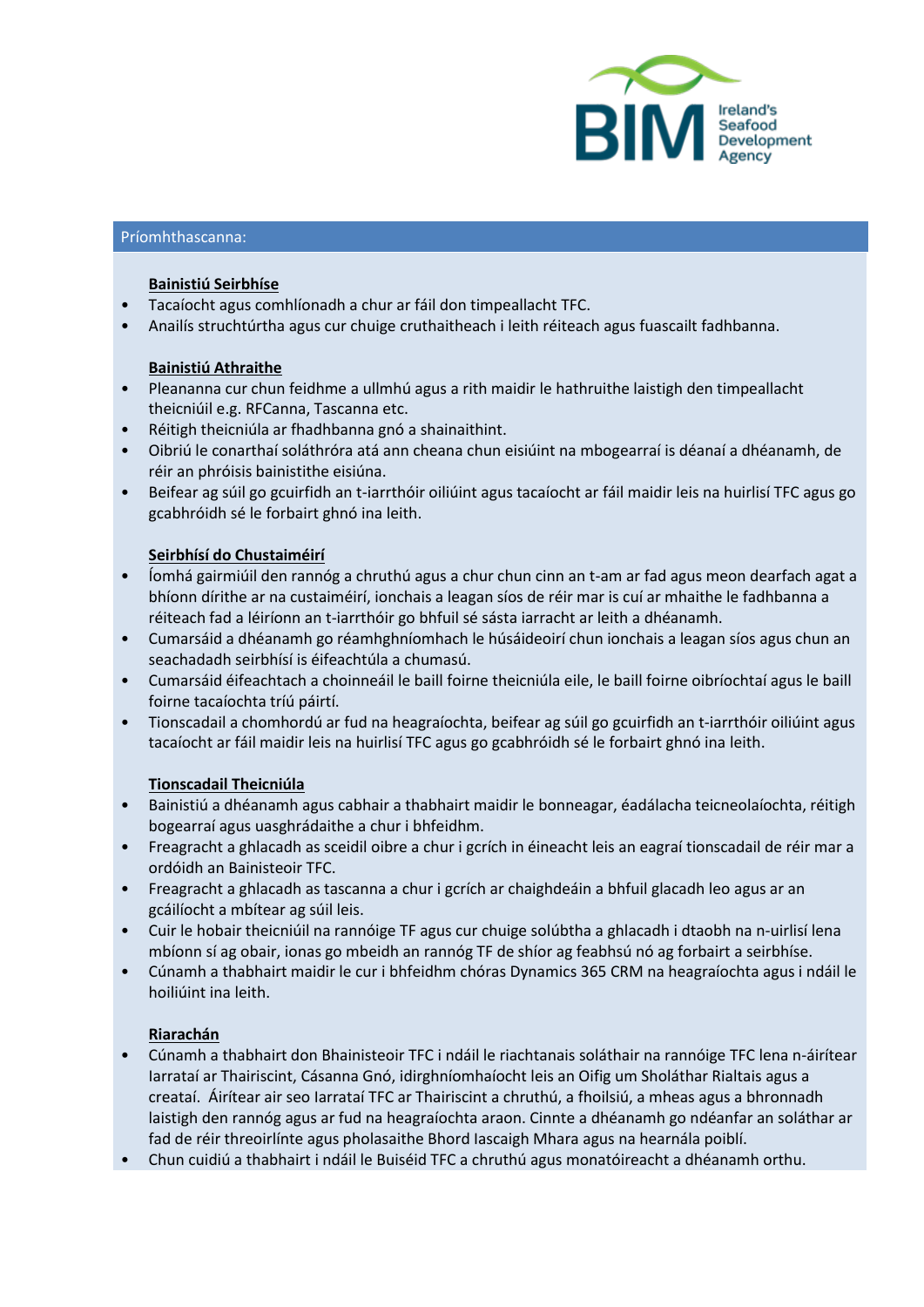## Príomhthascanna:

**Bainistiú Seirbhíse**

- Tacaíocht agus comhlíonadh a chur ar fáil don timpeallacht TFC.
- Anailís struchtúrtha agus cur chuige cruthaitheach i leith réiteach agus fuascailt fadhbanna.

**Bainistiú Athraithe**

- Pleananna cur chun feidhme a ullmhú agus a rith maidir le hathruithe laistigh den timpeallacht theicniúil e.g. RFCanna, Tascanna etc.
- Réitigh theicniúla ar fhadhbanna gnó a shainaithint.
- Oibriú le conarthaí soláthróra atá ann cheana chun eisiúint na mbogearraí is déanaí a dhéanamh, de réir an phróisis bainistithe eisiúna.
- Beifear ag súil go gcuirfidh an t-iarrthóir oiliúint agus tacaíocht ar fáil maidir leis na huirlisí TFC agus go gcabhróidh sé le forbairt ghnó ina leith.

**Seirbhísí do Chustaiméirí**

- Íomhá gairmiúil den rannóg a chruthú agus a chur chun cinn an t-am ar fad agus meon dearfach agat a bhíonn dírithe ar na custaiméirí, ionchais a leagan síos de réir mar is cuí ar mhaithe le fadhbanna a réiteach fad a léiríonn an t-iarrthóir go bhfuil sé sásta iarracht ar leith a dhéanamh.
- Cumarsáid a dhéanamh go réamhghníomhach le húsáideoirí chun ionchais a leagan síos agus chun an seachadadh seirbhísí is éifeachtúla a chumasú.
- Cumarsáid éifeachtach a choinneáil le baill foirne theicniúla eile, le baill foirne oibríochtaí agus le baill foirne tacaíochta tríú páirtí.
- Tionscadail a chomhordú ar fud na heagraíochta, beifear ag súil go gcuirfidh an t-iarrthóir oiliúint agus tacaíocht ar fáil maidir leis na huirlisí TFC agus go gcabhróidh sé le forbairt ghnó ina leith.

**Tionscadail Theicniúla**

- Bainistiú a dhéanamh agus cabhair a thabhairt maidir le bonneagar, eadálacha teicneolaíochta, réitigh bogearraí agus uasghrádaithe a chur i bhfeidhm.
- Freagracht a ghlacadh as sceidil oibre a chur i gcrích in éineacht leis an eagraí tionscadail de réir mar a ordóidh an Bainisteoir TFC.
- Freagracht a ghlacadh as tascanna a chur i gcrích ar chaighdeáin a bhfuil glacadh leo agus ar an gcáilíocht a mbítear ag súil leis.
- Cuir le hobair theicniúil na rannóige TF agus cur chuige solúbtha a ghlacadh i dtaobh na n-uirlisí lena mbíonn sí ag obair, ionas go mbeidh an rannóg TF de shíor ag feabhsú nó ag forbairt a seirbhíse.
- Cúnamh a thabhairt maidir le cur i bhfeidhm chóras Dynamics 365 CRM na heagraíochta agus i ndáil le hoiliúint ina leith.

**Riarachán**

- Cúnamh a thabhairt don Bhainisteoir TFC i ndáil le riachtanais soláthair na rannóige TFC lena n-áirítear Iarrataí ar Thairiscint, Cásanna Gnó, idirghníomhaíocht leis an Oifig um Sholáthar Rialtais agus a creataí. Áirítear air seo Iarrataí TFC ar Thairiscint a chruthú, a fhoilsiú, a mheas agus a bhronnadh laistigh den rannóg agus ar fud na heagraíochta araon. Cinnte a dhéanamh go ndéanfar an soláthar ar fad de réir threoirlínte agus pholasaithe Bhord Iascaigh Mhara agus na hearnála poiblí.
- Chun cuidiú a thabhairt i ndáil le Buiséid TFC a chruthú agus monatóireacht a dhéanamh orthu.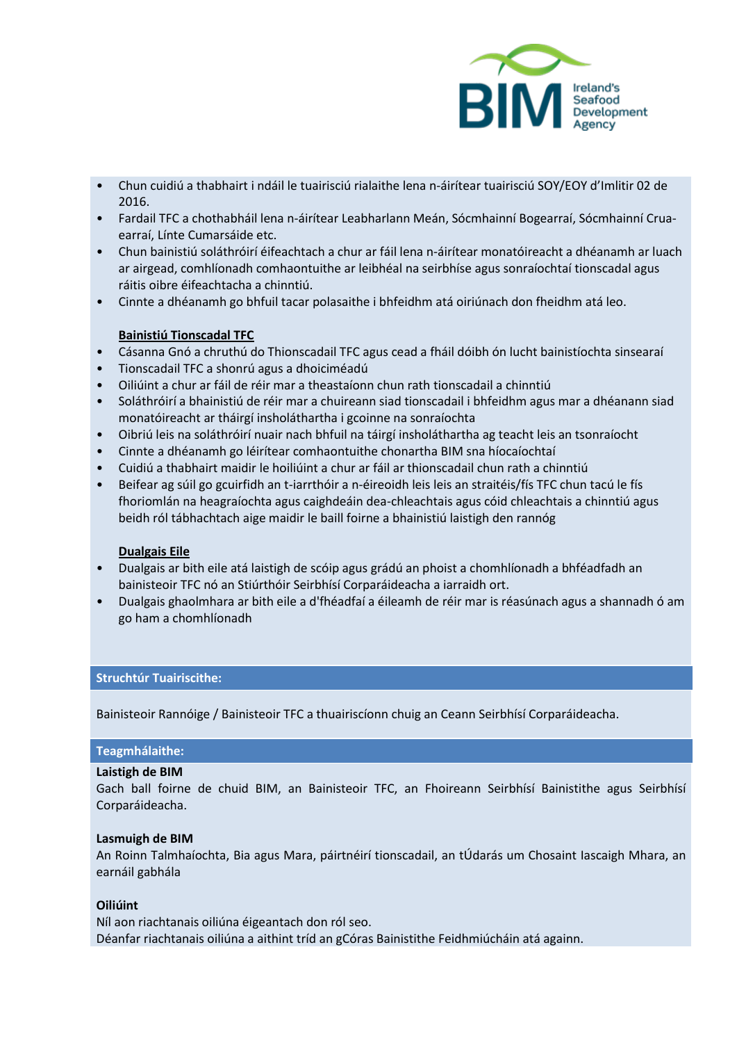- Chun cuidiú a thabhairt i ndáil le tuairisciú rialaithe lena n-áirítear tuairisciú SOY/EOY d'Imlitir 02 de 2016.
- Fardail TFC a chothabháil lena n-áirítear Leabharlann Meán, Sócmhainní Bogearraí, Sócmhainní Crua-earraí, Línte Cumarsáide etc.
- Chun bainistiú soláthróirí éifeachtach a chur ar fáil lena n-áirítear monatóireacht a dhéanamh ar luach ar airgead, comhlíonadh comhaontuithe ar leibhéal na seirbhíse agus sonraíochtaí tionscadal agus ráitis oibre éifeachtacha a chinntiú.
- Cinnte a dhéanamh go bhfuil tacar polasaithe i bhfeidhm atá oiriúnach don fheidhm atá leo.

**<u>Bainistiú Tionscadal TFC</u>**

- Cásanna Gnó a chruthú do Thionscadail TFC agus cead a fháil dóibh ón lucht bainistíochta sinsearaí
- Tionscadail TFC a shonrú agus a dhoiciméadú
- Oiliúint a chur ar fáil de réir mar a theastaíonn chun rath tionscadail a chinntiú
- Soláthróirí a bhainistiú de réir mar a chuireann siad tionscadail i bhfeidhm agus mar a dhéanann siad monatóireacht ar tháirgí insoláthartha i gcoinne na sonraíochta
- Oibriú leis na soláthróirí nuair nach bhfuil na táirgí insoláthartha ag teacht leis an tsonraíocht
- Cinnte a dhéanamh go léirítear comhaontuithe chonartha BIM sna híocaíochtaí
- Cuidiú a thabhairt maidir le hoiliúint a chur ar fáil ar thionscadail chun rath a chinntiú
- Beifear ag súil go gcuirfidh an t-iarrthóir a n-éireoidh leis leis an straitéis/fís TFC chun tacú le fís fhoriomlán na heagraíochta agus caighdeáin dea-chleachtais agus cóid chleachtais a chinntiú agus beidh ról tábhachtach aige maidir le baill foirne a bhainistiú laistigh den rannóg

**<u>Dualgais Eile</u>**

- Dualgais ar bith eile atá laistigh de scóip agus grádú an phoist a chomhlíonadh a bhféadfadh an bainisteoir TFC nó an Stiúrthóir Seirbhísí Corparáideacha a iarraidh ort.
- Dualgais ghaolmhara ar bith eile a d'fhéadfaí a éileamh de réir mar is réasúnach agus a shannadh ó am go ham a chomhlíonadh

## Struchtúr Tuairiscithe:

Bainisteoir Rannóige / Bainisteoir TFC a thuairiscíonn chuig an Ceann Seirbhísí Corparáideacha.

## Teagmhálaithe:

**Laistigh de BIM**
Gach ball foirne de chuid BIM, an Bainisteoir TFC, an Fhoireann Seirbhísí Bainistithe agus Seirbhísí Corparáideacha.

**Lasmuigh de BIM**
An Roinn Talmhaíochta, Bia agus Mara, páirtnéirí tionscadail, an tÚdarás um Chosaint Iascaigh Mhara, an earnáil gabhála

**Oiliúint**
Níl aon riachtanais oiliúna éigeantach don ról seo.
Déanfar riachtanais oiliúna a aithint tríd an gCóras Bainistithe Feidhmiúcháin atá againn.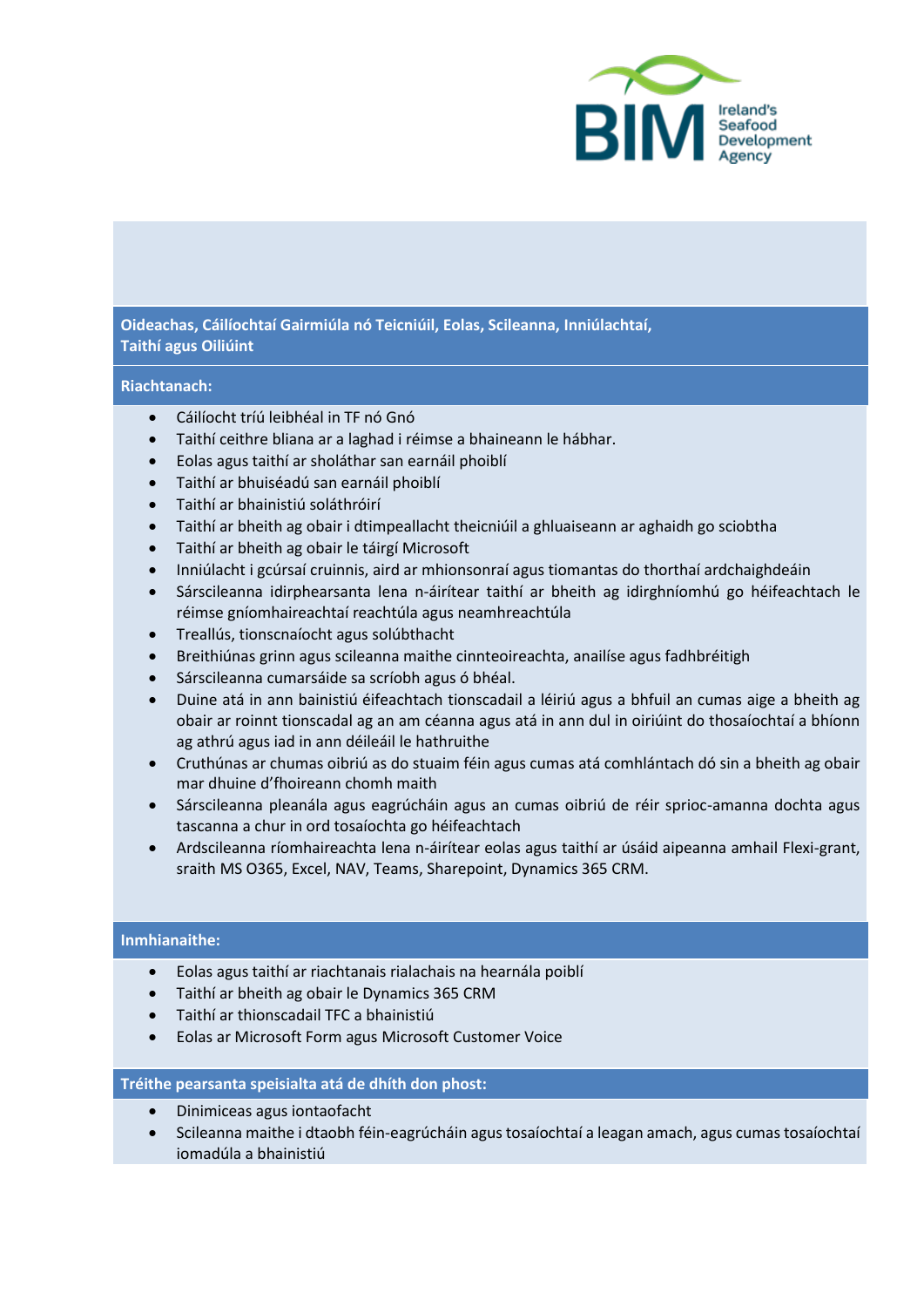## Oideachas, Cáilíochtaí Gairmiúla nó Teicniúil, Eolas, Scileanna, Inniúlachtaí, Taithí agus Oiliúint

### Riachtanach:

- Cáilíocht tríú leibhéal in TF nó Gnó
- Taithí ceithre bliana ar a laghad i réimse a bhaineann le hábhar.
- Eolas agus taithí ar sholáthar san earnáil phoiblí
- Taithí ar bhuiséadú san earnáil phoiblí
- Taithí ar bhainistiú soláthróirí
- Taithí ar bheith ag obair i dtimpeallacht theicniúil a ghluaiseann ar aghaidh go sciobtha
- Taithí ar bheith ag obair le táirgí Microsoft
- Inniúlacht i gcúrsaí cruinnis, aird ar mhionsonraí agus tiomantas do thorthaí ardchaighdeáin
- Sárscileanna idirphearsanta lena n-áirítear taithí ar bheith ag idirghníomhú go héifeachtach le réimse gníomhaireachtaí reachtúla agus neamhreachtúla
- Treallús, tionscnaíocht agus solúbthacht
- Breithiúnas grinn agus scileanna maithe cinnteoireachta, anailíse agus fadhbréitigh
- Sárscileanna cumarsáide sa scríobh agus ó bhéal.
- Duine atá in ann bainistiú éifeachtach tionscadail a léiriú agus a bhfuil an cumas aige a bheith ag obair ar roinnt tionscadal ag an am céanna agus atá in ann dul in oiriúint do thosaíochtaí a bhíonn ag athrú agus iad in ann déileáil le hathruithe
- Cruthúnas ar chumas oibriú as do stuaim féin agus cumas atá comhlántach dó sin a bheith ag obair mar dhuine d'fhoireann chomh maith
- Sárscileanna pleanála agus eagrúcháin agus an cumas oibriú de réir sprioc-amanna dochta agus tascanna a chur in ord tosaíochta go héifeachtach
- Ardscileanna ríomhaireachta lena n-áirítear eolas agus taithí ar úsáid aipeanna amhail Flexi-grant, sraith MS O365, Excel, NAV, Teams, Sharepoint, Dynamics 365 CRM.

### Inmhianaithe:

- Eolas agus taithí ar riachtanais rialachais na hearnála poiblí
- Taithí ar bheith ag obair le Dynamics 365 CRM
- Taithí ar thionscadail TFC a bhainistiú
- Eolas ar Microsoft Form agus Microsoft Customer Voice

### Tréithe pearsanta speisialta atá de dhíth don phost:

- Dinimiceas agus iontaofacht
- Scileanna maithe i dtaobh féin-eagrúcháin agus tosaíochtaí a leagan amach, agus cumas tosaíochtaí iomadúla a bhainistiú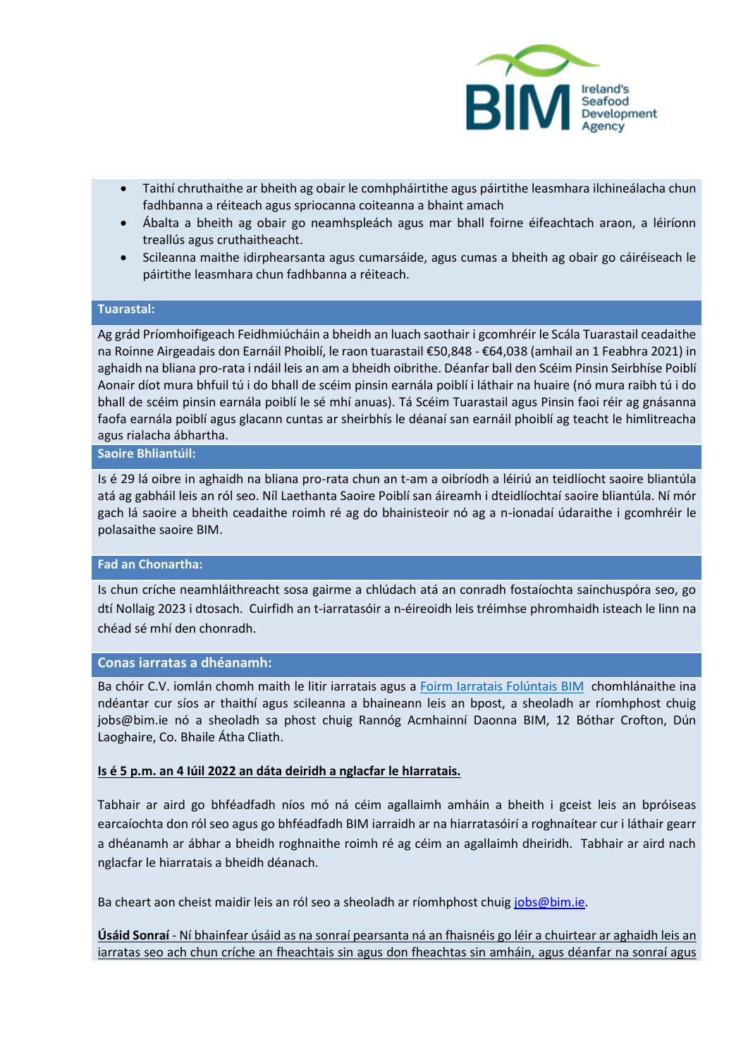- Taithí chruthaithe ar bheith ag obair le comhpháirtithe agus páirtithe leasmhara ilchineálacha chun fadhbanna a réiteach agus spriocanna coiteanna a bhaint amach
- Ábalta a bheith ag obair go neamhspleách agus mar bhall foirne éifeachtach araon, a léiríonn treallús agus cruthaitheacht.
- Scileanna maithe idirphearsanta agus cumarsáide, agus cumas a bheith ag obair go cáiréiseach le páirtithe leasmhara chun fadhbanna a réiteach.

## Tuarastal:

Ag grád Príomhoifigeach Feidhmiúcháin a bheidh an luach saothair i gcomhréir le Scála Tuarastail ceadaithe na Roinne Airgeadais don Earnáil Phoiblí, le raon tuarastail €50,848 - €64,038 (amhail an 1 Feabhra 2021) in aghaidh na bliana pro-rata i ndáil leis an am a bheidh oibrithe. Déanfar ball den Scéim Pinsin Seirbhíse Poiblí Aonair díot mura bhfuil tú i do bhall de scéim pinsin earnála poiblí i láthair na huaire (nó mura raibh tú i do bhall de scéim pinsin earnála poiblí le sé mhí anuas). Tá Scéim Tuarastail agus Pinsin faoi réir ag gnásanna faofa earnála poiblí agus glacann cuntas ar sheirbhís le déanaí san earnáil phoiblí ag teacht le himlitreacha agus rialacha ábhartha.

## Saoire Bhliantúil:

Is é 29 lá oibre in aghaidh na bliana pro-rata chun an t-am a oibríodh a léiriú an teidlíocht saoire bliantúla atá ag gabháil leis an ról seo. Níl Laethanta Saoire Poiblí san áireamh i dteidlíochtaí saoire bliantúla. Ní mór gach lá saoire a bheith ceadaithe roimh ré ag do bhainisteoir nó ag a n-ionadaí údaraithe i gcomhréir le polasaithe saoire BIM.

## Fad an Chonartha:

Is chun críche neamhláithreacht sosa gairme a chlúdach atá an conradh fostaíochta sainchuspóra seo, go dtí Nollaig 2023 i dtosach. Cuirfidh an t-iarratasóir a n-éireoidh leis tréimhse phromhaidh isteach le linn na chéad sé mhí den chonradh.

## Conas iarratas a dhéanamh:

Ba chóir C.V. iomlán chomh maith le litir iarratais agus a Foirm Iarratais Folúntais BIM chomhlánaithe ina ndéantar cur síos ar thaithí agus scileanna a bhaineann leis an bpost, a sheoladh ar ríomhphost chuig jobs@bim.ie nó a sheoladh sa phost chuig Rannóg Acmhainní Daonna BIM, 12 Bóthar Crofton, Dún Laoghaire, Co. Bhaile Átha Cliath.

**Is é 5 p.m. an 4 Iúil 2022 an dáta deiridh a nglacfar le hIarratais.**

Tabhair ar aird go bhféadfadh níos mó ná céim agallaimh amháin a bheith i gceist leis an bpróiseas earcaíochta don ról seo agus go bhféadfadh BIM iarraidh ar na hiarratasóirí a roghnaítear cur i láthair gearr a dhéanamh ar ábhar a bheidh roghnaithe roimh ré ag céim an agallaimh dheiridh. Tabhair ar aird nach nglacfar le hiarratais a bheidh déanach.

Ba cheart aon cheist maidir leis an ról seo a sheoladh ar ríomhphost chuig jobs@bim.ie.

**Úsáid Sonraí** - Ní bhainfear úsáid as na sonraí pearsanta ná an fhaisnéis go léir a chuirtear ar aghaidh leis an iarratas seo ach chun críche an fheachtais sin agus don fheachtas sin amháin, agus déanfar na sonraí agus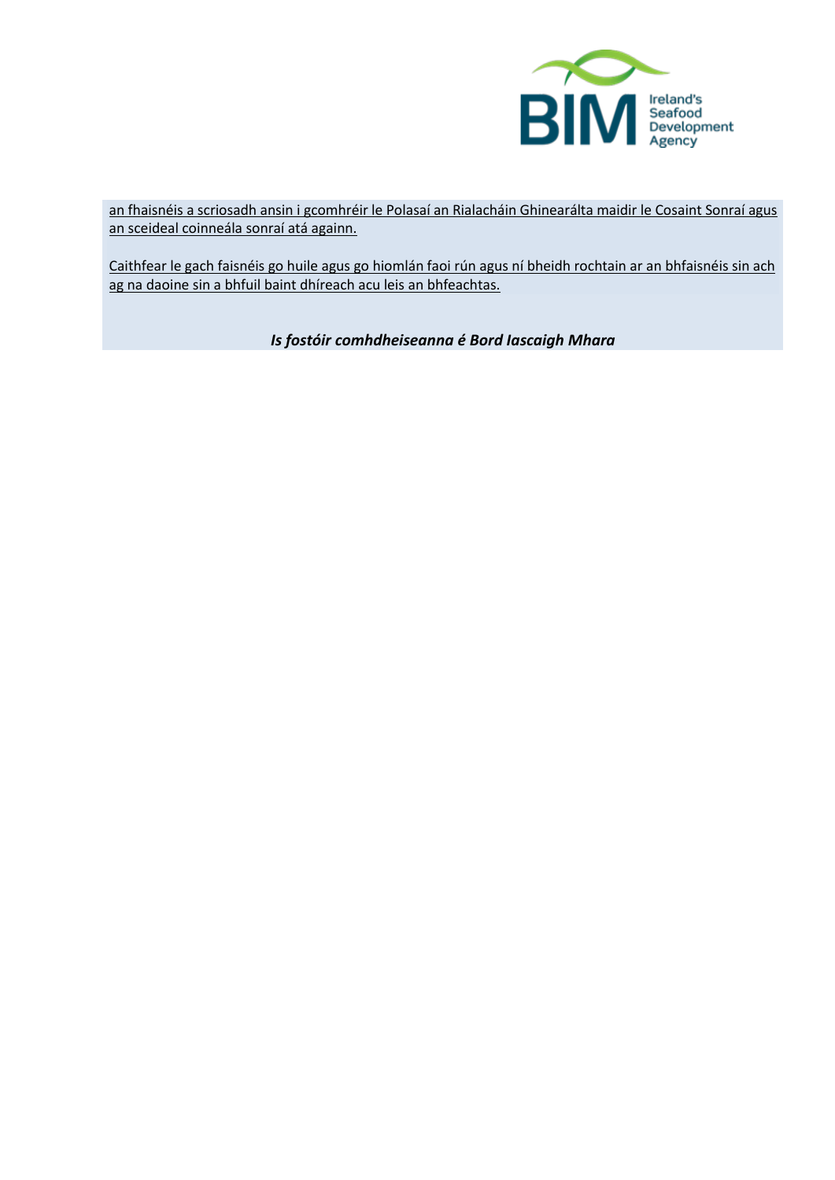an fhaisnéis a scriosadh ansin i gcomhréir le Polasaí an Rialacháin Ghinearálta maidir le Cosaint Sonraí agus an sceideal coinneála sonraí atá againn.

Caithfear le gach faisnéis go huile agus go hiomlán faoi rún agus ní bheidh rochtain ar an bhfaisnéis sin ach ag na daoine sin a bhfuil baint dhíreach acu leis an bhfeachtas.

***Is fostóir comhdheiseanna é Bord Iascaigh Mhara***